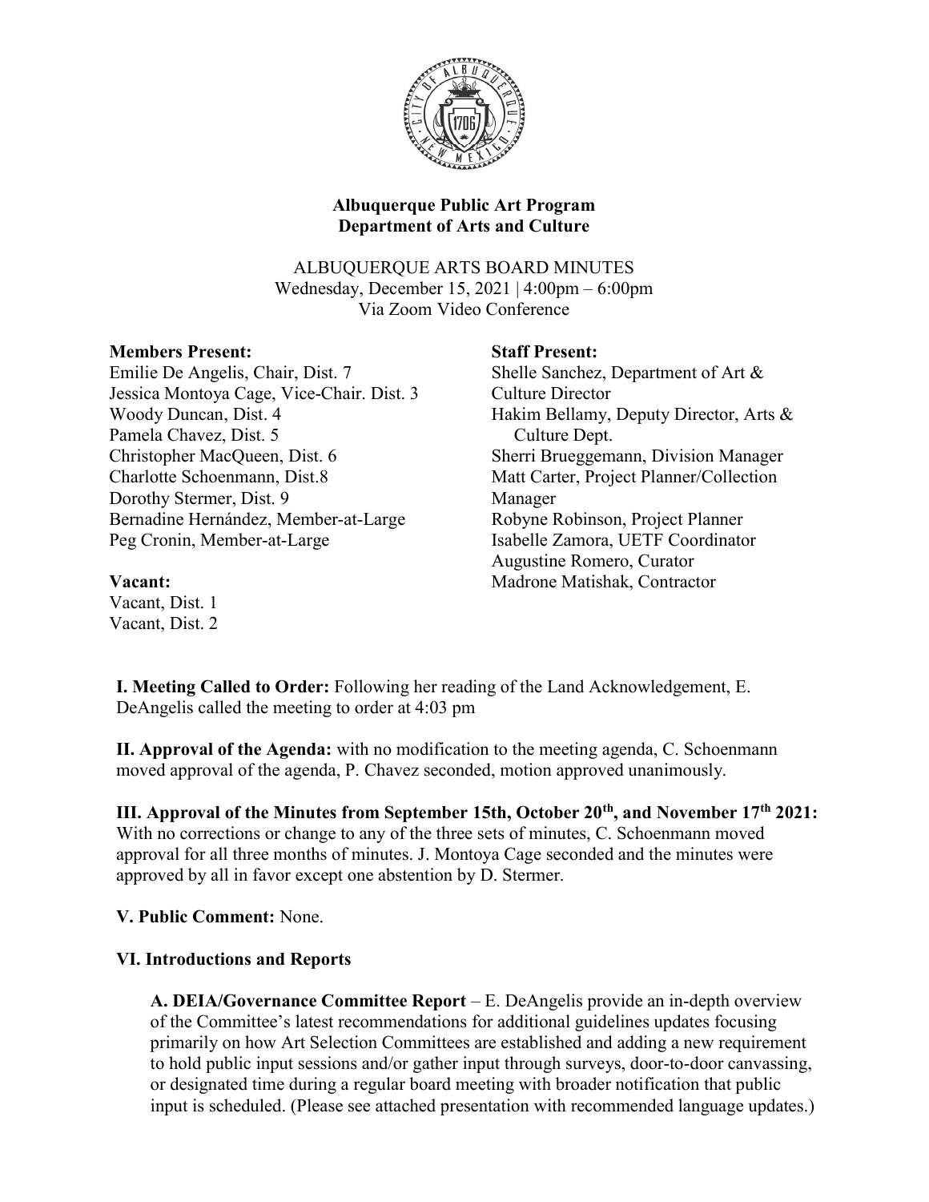**Albuquerque Public Art Program**
**Department of Arts and Culture**

ALBUQUERQUE ARTS BOARD MINUTES
Wednesday, December 15, 2021 | 4:00pm – 6:00pm
Via Zoom Video Conference

**Members Present:**
Emilie De Angelis, Chair, Dist. 7
Jessica Montoya Cage, Vice-Chair. Dist. 3
Woody Duncan, Dist. 4
Pamela Chavez, Dist. 5
Christopher MacQueen, Dist. 6
Charlotte Schoenmann, Dist.8
Dorothy Stermer, Dist. 9
Bernadine Hernández, Member-at-Large
Peg Cronin, Member-at-Large

**Vacant:**
Vacant, Dist. 1
Vacant, Dist. 2

**Staff Present:**
Shelle Sanchez, Department of Art & Culture Director
Hakim Bellamy, Deputy Director, Arts & Culture Dept.
Sherri Brueggemann, Division Manager
Matt Carter, Project Planner/Collection Manager
Robyne Robinson, Project Planner
Isabelle Zamora, UETF Coordinator
Augustine Romero, Curator
Madrone Matishak, Contractor

**I. Meeting Called to Order:** Following her reading of the Land Acknowledgement, E. DeAngelis called the meeting to order at 4:03 pm

**II. Approval of the Agenda:** with no modification to the meeting agenda, C. Schoenmann moved approval of the agenda, P. Chavez seconded, motion approved unanimously.

**III. Approval of the Minutes from September 15th, October 20th, and November 17th 2021:** With no corrections or change to any of the three sets of minutes, C. Schoenmann moved approval for all three months of minutes. J. Montoya Cage seconded and the minutes were approved by all in favor except one abstention by D. Stermer.

**V. Public Comment:** None.

**VI. Introductions and Reports**

**A. DEIA/Governance Committee Report** – E. DeAngelis provide an in-depth overview of the Committee's latest recommendations for additional guidelines updates focusing primarily on how Art Selection Committees are established and adding a new requirement to hold public input sessions and/or gather input through surveys, door-to-door canvassing, or designated time during a regular board meeting with broader notification that public input is scheduled. (Please see attached presentation with recommended language updates.)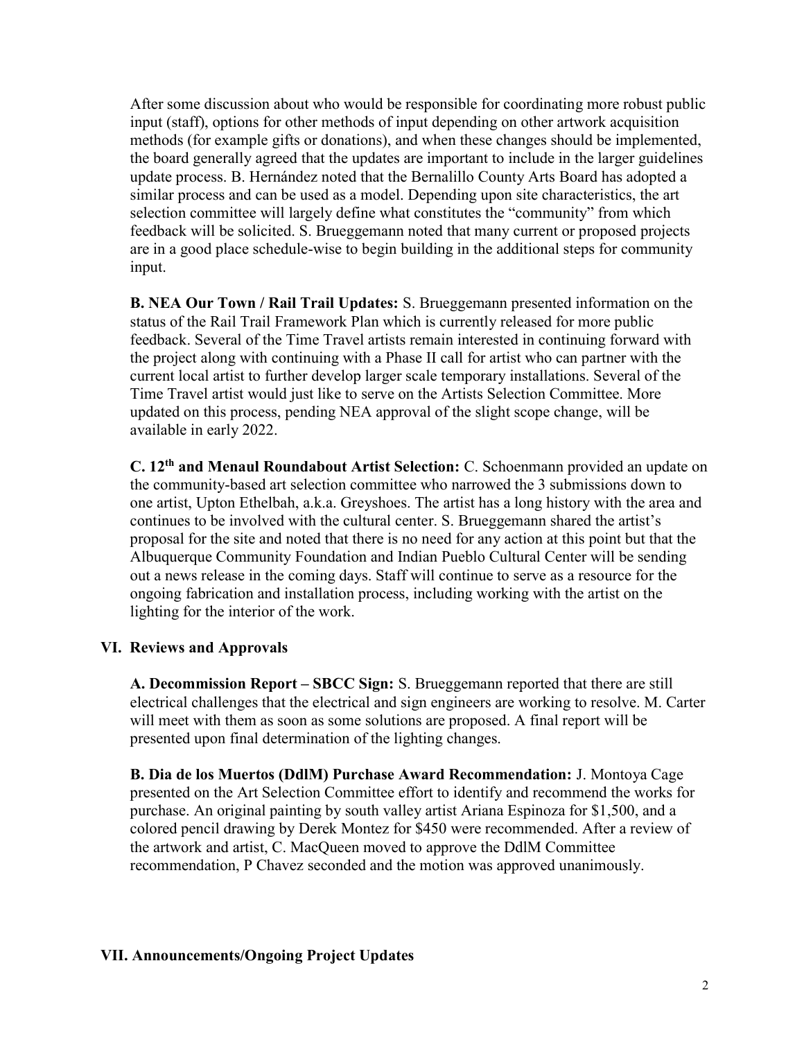After some discussion about who would be responsible for coordinating more robust public input (staff), options for other methods of input depending on other artwork acquisition methods (for example gifts or donations), and when these changes should be implemented, the board generally agreed that the updates are important to include in the larger guidelines update process. B. Hernández noted that the Bernalillo County Arts Board has adopted a similar process and can be used as a model. Depending upon site characteristics, the art selection committee will largely define what constitutes the "community" from which feedback will be solicited. S. Brueggemann noted that many current or proposed projects are in a good place schedule-wise to begin building in the additional steps for community input.

**B. NEA Our Town / Rail Trail Updates:** S. Brueggemann presented information on the status of the Rail Trail Framework Plan which is currently released for more public feedback. Several of the Time Travel artists remain interested in continuing forward with the project along with continuing with a Phase II call for artist who can partner with the current local artist to further develop larger scale temporary installations. Several of the Time Travel artist would just like to serve on the Artists Selection Committee. More updated on this process, pending NEA approval of the slight scope change, will be available in early 2022.

**C. 12th and Menaul Roundabout Artist Selection:** C. Schoenmann provided an update on the community-based art selection committee who narrowed the 3 submissions down to one artist, Upton Ethelbah, a.k.a. Greyshoes. The artist has a long history with the area and continues to be involved with the cultural center. S. Brueggemann shared the artist's proposal for the site and noted that there is no need for any action at this point but that the Albuquerque Community Foundation and Indian Pueblo Cultural Center will be sending out a news release in the coming days. Staff will continue to serve as a resource for the ongoing fabrication and installation process, including working with the artist on the lighting for the interior of the work.

## VI. Reviews and Approvals

**A. Decommission Report – SBCC Sign:** S. Brueggemann reported that there are still electrical challenges that the electrical and sign engineers are working to resolve. M. Carter will meet with them as soon as some solutions are proposed. A final report will be presented upon final determination of the lighting changes.

**B. Dia de los Muertos (DdlM) Purchase Award Recommendation:** J. Montoya Cage presented on the Art Selection Committee effort to identify and recommend the works for purchase. An original painting by south valley artist Ariana Espinoza for $1,500, and a colored pencil drawing by Derek Montez for $450 were recommended. After a review of the artwork and artist, C. MacQueen moved to approve the DdlM Committee recommendation, P Chavez seconded and the motion was approved unanimously.

## VII. Announcements/Ongoing Project Updates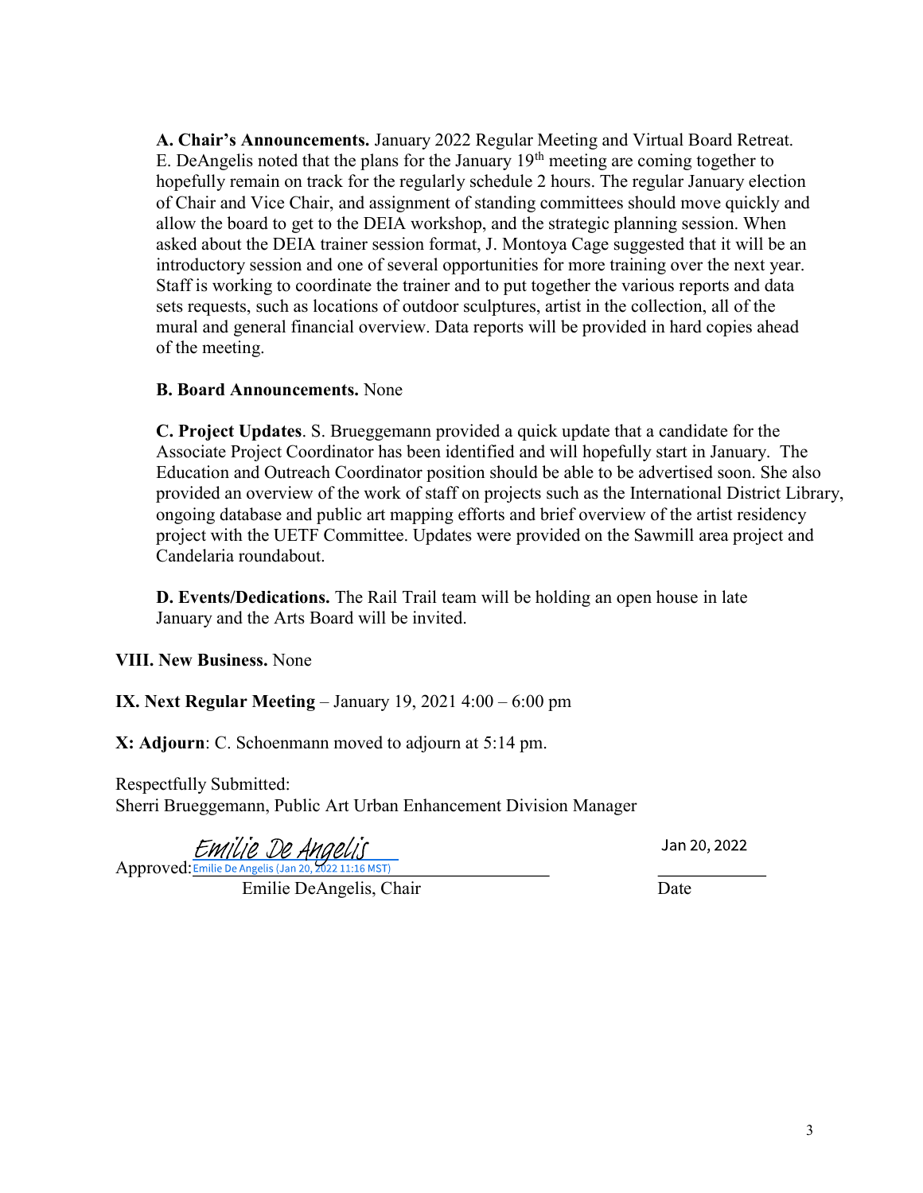**A. Chair's Announcements.** January 2022 Regular Meeting and Virtual Board Retreat. E. DeAngelis noted that the plans for the January 19th meeting are coming together to hopefully remain on track for the regularly schedule 2 hours. The regular January election of Chair and Vice Chair, and assignment of standing committees should move quickly and allow the board to get to the DEIA workshop, and the strategic planning session. When asked about the DEIA trainer session format, J. Montoya Cage suggested that it will be an introductory session and one of several opportunities for more training over the next year. Staff is working to coordinate the trainer and to put together the various reports and data sets requests, such as locations of outdoor sculptures, artist in the collection, all of the mural and general financial overview. Data reports will be provided in hard copies ahead of the meeting.

**B. Board Announcements.** None

**C. Project Updates**. S. Brueggemann provided a quick update that a candidate for the Associate Project Coordinator has been identified and will hopefully start in January. The Education and Outreach Coordinator position should be able to be advertised soon. She also provided an overview of the work of staff on projects such as the International District Library, ongoing database and public art mapping efforts and brief overview of the artist residency project with the UETF Committee. Updates were provided on the Sawmill area project and Candelaria roundabout.

**D. Events/Dedications.** The Rail Trail team will be holding an open house in late January and the Arts Board will be invited.

**VIII. New Business.** None

**IX. Next Regular Meeting** – January 19, 2021 4:00 – 6:00 pm

**X: Adjourn**: C. Schoenmann moved to adjourn at 5:14 pm.

Respectfully Submitted:
Sherri Brueggemann, Public Art Urban Enhancement Division Manager

Approved: Emilie De Angelis
Emilie De Angelis (Jan 20, 2022 11:16 MST)
Emilie DeAngelis, Chair

Jan 20, 2022
Date